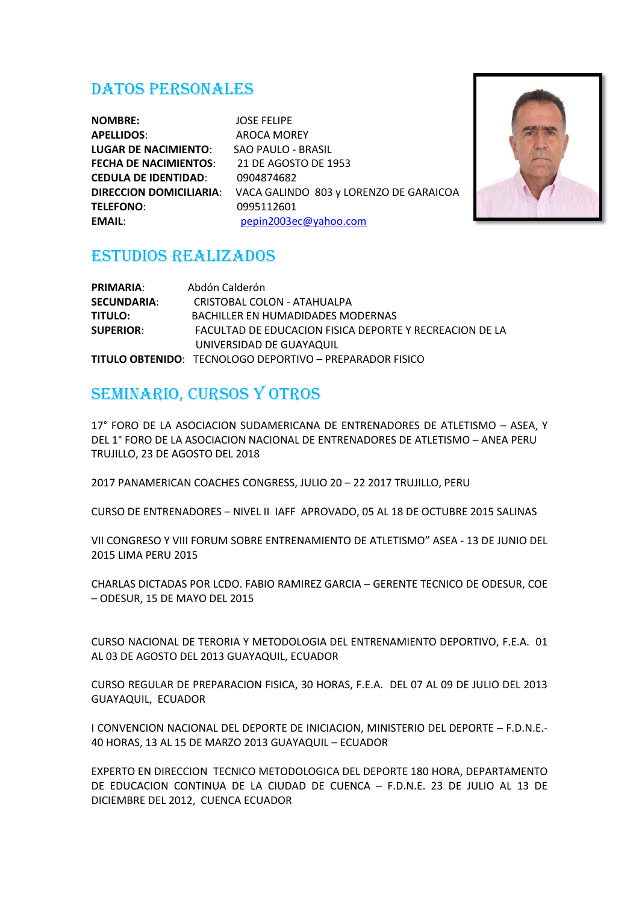## DATOS PERSONALES

**NOMBRE:** JOSE FELIPE
**APELLIDOS**: AROCA MOREY
**LUGAR DE NACIMIENTO**: SAO PAULO - BRASIL
**FECHA DE NACIMIENTOS**: 21 DE AGOSTO DE 1953
**CEDULA DE IDENTIDAD**: 0904874682
**DIRECCION DOMICILIARIA**: VACA GALINDO 803 y LORENZO DE GARAICOA
**TELEFONO**: 0995112601
**EMAIL**: pepin2003ec@yahoo.com

## ESTUDIOS REALIZADOS

**PRIMARIA**: Abdón Calderón
**SECUNDARIA**: CRISTOBAL COLON - ATAHUALPA
**TITULO:** BACHILLER EN HUMADIDADES MODERNAS
**SUPERIOR**: FACULTAD DE EDUCACION FISICA DEPORTE Y RECREACION DE LA UNIVERSIDAD DE GUAYAQUIL
**TITULO OBTENIDO**: TECNOLOGO DEPORTIVO – PREPARADOR FISICO

## SEMINARIO, CURSOS Y OTROS

17° FORO DE LA ASOCIACION SUDAMERICANA DE ENTRENADORES DE ATLETISMO – ASEA, Y DEL 1° FORO DE LA ASOCIACION NACIONAL DE ENTRENADORES DE ATLETISMO – ANEA PERU TRUJILLO, 23 DE AGOSTO DEL 2018

2017 PANAMERICAN COACHES CONGRESS, JULIO 20 – 22 2017 TRUJILLO, PERU

CURSO DE ENTRENADORES – NIVEL II IAFF APROVADO, 05 AL 18 DE OCTUBRE 2015 SALINAS

VII CONGRESO Y VIII FORUM SOBRE ENTRENAMIENTO DE ATLETISMO" ASEA - 13 DE JUNIO DEL 2015 LIMA PERU 2015

CHARLAS DICTADAS POR LCDO. FABIO RAMIREZ GARCIA – GERENTE TECNICO DE ODESUR, COE – ODESUR, 15 DE MAYO DEL 2015

CURSO NACIONAL DE TERORIA Y METODOLOGIA DEL ENTRENAMIENTO DEPORTIVO, F.E.A. 01 AL 03 DE AGOSTO DEL 2013 GUAYAQUIL, ECUADOR

CURSO REGULAR DE PREPARACION FISICA, 30 HORAS, F.E.A. DEL 07 AL 09 DE JULIO DEL 2013 GUAYAQUIL, ECUADOR

I CONVENCION NACIONAL DEL DEPORTE DE INICIACION, MINISTERIO DEL DEPORTE – F.D.N.E.- 40 HORAS, 13 AL 15 DE MARZO 2013 GUAYAQUIL – ECUADOR

EXPERTO EN DIRECCION TECNICO METODOLOGICA DEL DEPORTE 180 HORA, DEPARTAMENTO DE EDUCACION CONTINUA DE LA CIUDAD DE CUENCA – F.D.N.E. 23 DE JULIO AL 13 DE DICIEMBRE DEL 2012, CUENCA ECUADOR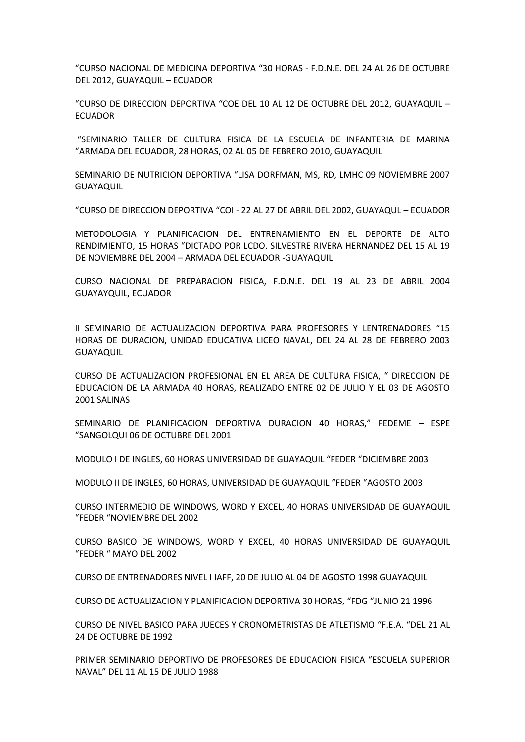“CURSO NACIONAL DE MEDICINA DEPORTIVA “30 HORAS - F.D.N.E. DEL 24 AL 26 DE OCTUBRE DEL 2012, GUAYAQUIL – ECUADOR

“CURSO DE DIRECCION DEPORTIVA “COE DEL 10 AL 12 DE OCTUBRE DEL 2012, GUAYAQUIL – ECUADOR

“SEMINARIO TALLER DE CULTURA FISICA DE LA ESCUELA DE INFANTERIA DE MARINA “ARMADA DEL ECUADOR, 28 HORAS, 02 AL 05 DE FEBRERO 2010, GUAYAQUIL

SEMINARIO DE NUTRICION DEPORTIVA “LISA DORFMAN, MS, RD, LMHC 09 NOVIEMBRE 2007 GUAYAQUIL

“CURSO DE DIRECCION DEPORTIVA “COI - 22 AL 27 DE ABRIL DEL 2002, GUAYAQUL – ECUADOR

METODOLOGIA Y PLANIFICACION DEL ENTRENAMIENTO EN EL DEPORTE DE ALTO RENDIMIENTO, 15 HORAS “DICTADO POR LCDO. SILVESTRE RIVERA HERNANDEZ DEL 15 AL 19 DE NOVIEMBRE DEL 2004 – ARMADA DEL ECUADOR -GUAYAQUIL

CURSO NACIONAL DE PREPARACION FISICA, F.D.N.E. DEL 19 AL 23 DE ABRIL 2004 GUAYAYQUIL, ECUADOR

II SEMINARIO DE ACTUALIZACION DEPORTIVA PARA PROFESORES Y LENTRENADORES “15 HORAS DE DURACION, UNIDAD EDUCATIVA LICEO NAVAL, DEL 24 AL 28 DE FEBRERO 2003 GUAYAQUIL

CURSO DE ACTUALIZACION PROFESIONAL EN EL AREA DE CULTURA FISICA, “ DIRECCION DE EDUCACION DE LA ARMADA 40 HORAS, REALIZADO ENTRE 02 DE JULIO Y EL 03 DE AGOSTO 2001 SALINAS

SEMINARIO DE PLANIFICACION DEPORTIVA DURACION 40 HORAS,” FEDEME – ESPE “SANGOLQUI 06 DE OCTUBRE DEL 2001

MODULO I DE INGLES, 60 HORAS UNIVERSIDAD DE GUAYAQUIL “FEDER “DICIEMBRE 2003

MODULO II DE INGLES, 60 HORAS, UNIVERSIDAD DE GUAYAQUIL “FEDER “AGOSTO 2003

CURSO INTERMEDIO DE WINDOWS, WORD Y EXCEL, 40 HORAS UNIVERSIDAD DE GUAYAQUIL “FEDER “NOVIEMBRE DEL 2002

CURSO BASICO DE WINDOWS, WORD Y EXCEL, 40 HORAS UNIVERSIDAD DE GUAYAQUIL “FEDER “ MAYO DEL 2002

CURSO DE ENTRENADORES NIVEL I IAFF, 20 DE JULIO AL 04 DE AGOSTO 1998 GUAYAQUIL

CURSO DE ACTUALIZACION Y PLANIFICACION DEPORTIVA 30 HORAS, “FDG “JUNIO 21 1996

CURSO DE NIVEL BASICO PARA JUECES Y CRONOMETRISTAS DE ATLETISMO “F.E.A. “DEL 21 AL 24 DE OCTUBRE DE 1992

PRIMER SEMINARIO DEPORTIVO DE PROFESORES DE EDUCACION FISICA “ESCUELA SUPERIOR NAVAL” DEL 11 AL 15 DE JULIO 1988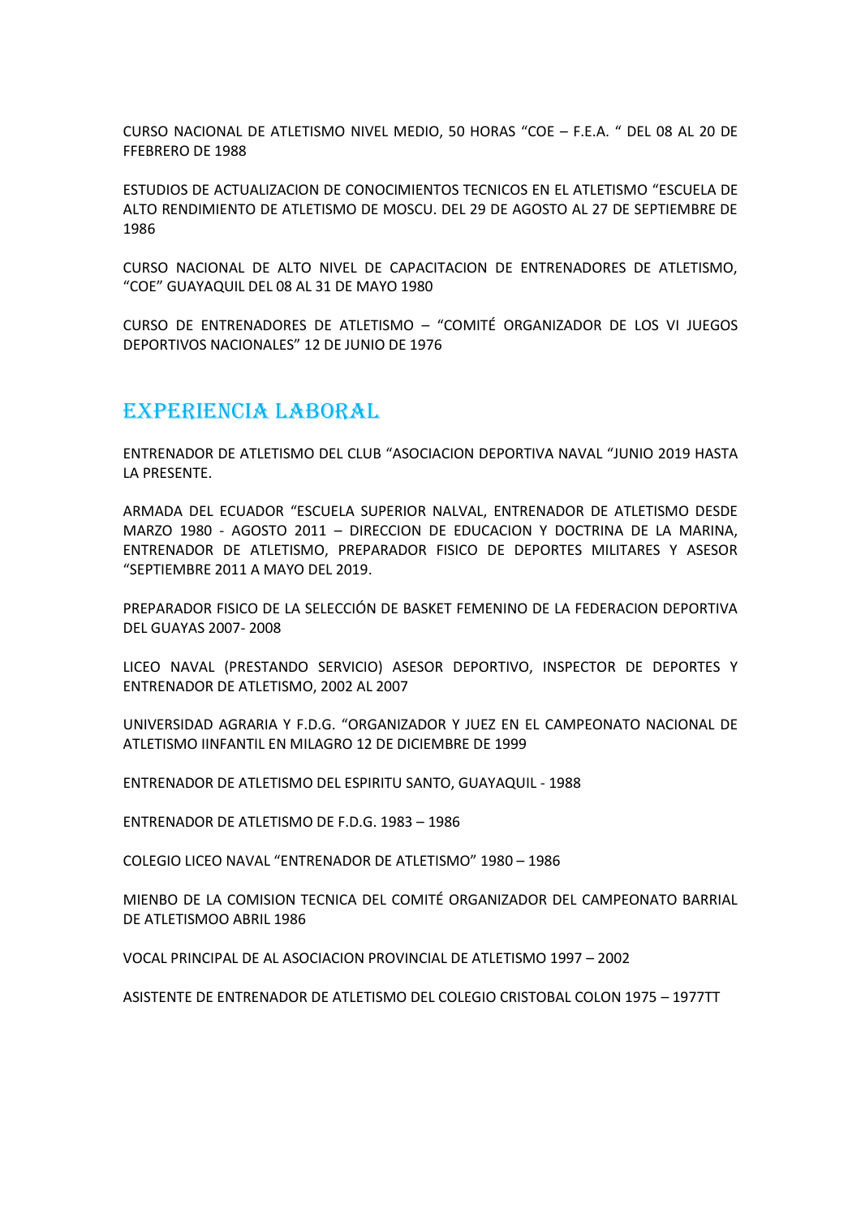CURSO NACIONAL DE ATLETISMO NIVEL MEDIO, 50 HORAS "COE – F.E.A. " DEL 08 AL 20 DE FFEBRERO DE 1988

ESTUDIOS DE ACTUALIZACION DE CONOCIMIENTOS TECNICOS EN EL ATLETISMO "ESCUELA DE ALTO RENDIMIENTO DE ATLETISMO DE MOSCU. DEL 29 DE AGOSTO AL 27 DE SEPTIEMBRE DE 1986

CURSO NACIONAL DE ALTO NIVEL DE CAPACITACION DE ENTRENADORES DE ATLETISMO, "COE" GUAYAQUIL DEL 08 AL 31 DE MAYO 1980

CURSO DE ENTRENADORES DE ATLETISMO – "COMITÉ ORGANIZADOR DE LOS VI JUEGOS DEPORTIVOS NACIONALES" 12 DE JUNIO DE 1976

## EXPERIENCIA LABORAL

ENTRENADOR DE ATLETISMO DEL CLUB "ASOCIACION DEPORTIVA NAVAL "JUNIO 2019 HASTA LA PRESENTE.

ARMADA DEL ECUADOR "ESCUELA SUPERIOR NALVAL, ENTRENADOR DE ATLETISMO DESDE MARZO 1980 - AGOSTO 2011 – DIRECCION DE EDUCACION Y DOCTRINA DE LA MARINA, ENTRENADOR DE ATLETISMO, PREPARADOR FISICO DE DEPORTES MILITARES Y ASESOR "SEPTIEMBRE 2011 A MAYO DEL 2019.

PREPARADOR FISICO DE LA SELECCIÓN DE BASKET FEMENINO DE LA FEDERACION DEPORTIVA DEL GUAYAS 2007- 2008

LICEO NAVAL (PRESTANDO SERVICIO) ASESOR DEPORTIVO, INSPECTOR DE DEPORTES Y ENTRENADOR DE ATLETISMO, 2002 AL 2007

UNIVERSIDAD AGRARIA Y F.D.G. "ORGANIZADOR Y JUEZ EN EL CAMPEONATO NACIONAL DE ATLETISMO IINFANTIL EN MILAGRO 12 DE DICIEMBRE DE 1999

ENTRENADOR DE ATLETISMO DEL ESPIRITU SANTO, GUAYAQUIL - 1988

ENTRENADOR DE ATLETISMO DE F.D.G. 1983 – 1986

COLEGIO LICEO NAVAL "ENTRENADOR DE ATLETISMO" 1980 – 1986

MIENBO DE LA COMISION TECNICA DEL COMITÉ ORGANIZADOR DEL CAMPEONATO BARRIAL DE ATLETISMOO ABRIL 1986

VOCAL PRINCIPAL DE AL ASOCIACION PROVINCIAL DE ATLETISMO 1997 – 2002

ASISTENTE DE ENTRENADOR DE ATLETISMO DEL COLEGIO CRISTOBAL COLON 1975 – 1977TT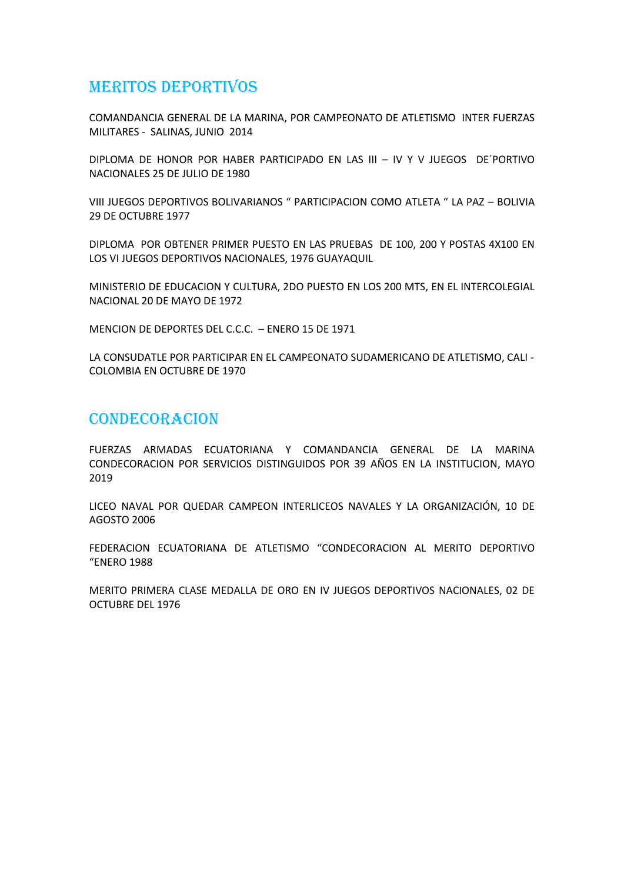## MERITOS DEPORTIVOS

COMANDANCIA GENERAL DE LA MARINA, POR CAMPEONATO DE ATLETISMO INTER FUERZAS MILITARES - SALINAS, JUNIO 2014

DIPLOMA DE HONOR POR HABER PARTICIPADO EN LAS III – IV Y V JUEGOS DE´PORTIVO NACIONALES 25 DE JULIO DE 1980

VIII JUEGOS DEPORTIVOS BOLIVARIANOS " PARTICIPACION COMO ATLETA " LA PAZ – BOLIVIA 29 DE OCTUBRE 1977

DIPLOMA POR OBTENER PRIMER PUESTO EN LAS PRUEBAS DE 100, 200 Y POSTAS 4X100 EN LOS VI JUEGOS DEPORTIVOS NACIONALES, 1976 GUAYAQUIL

MINISTERIO DE EDUCACION Y CULTURA, 2DO PUESTO EN LOS 200 MTS, EN EL INTERCOLEGIAL NACIONAL 20 DE MAYO DE 1972

MENCION DE DEPORTES DEL C.C.C. – ENERO 15 DE 1971

LA CONSUDATLE POR PARTICIPAR EN EL CAMPEONATO SUDAMERICANO DE ATLETISMO, CALI - COLOMBIA EN OCTUBRE DE 1970

## CONDECORACION

FUERZAS ARMADAS ECUATORIANA Y COMANDANCIA GENERAL DE LA MARINA CONDECORACION POR SERVICIOS DISTINGUIDOS POR 39 AÑOS EN LA INSTITUCION, MAYO 2019

LICEO NAVAL POR QUEDAR CAMPEON INTERLICEOS NAVALES Y LA ORGANIZACIÓN, 10 DE AGOSTO 2006

FEDERACION ECUATORIANA DE ATLETISMO "CONDECORACION AL MERITO DEPORTIVO "ENERO 1988

MERITO PRIMERA CLASE MEDALLA DE ORO EN IV JUEGOS DEPORTIVOS NACIONALES, 02 DE OCTUBRE DEL 1976